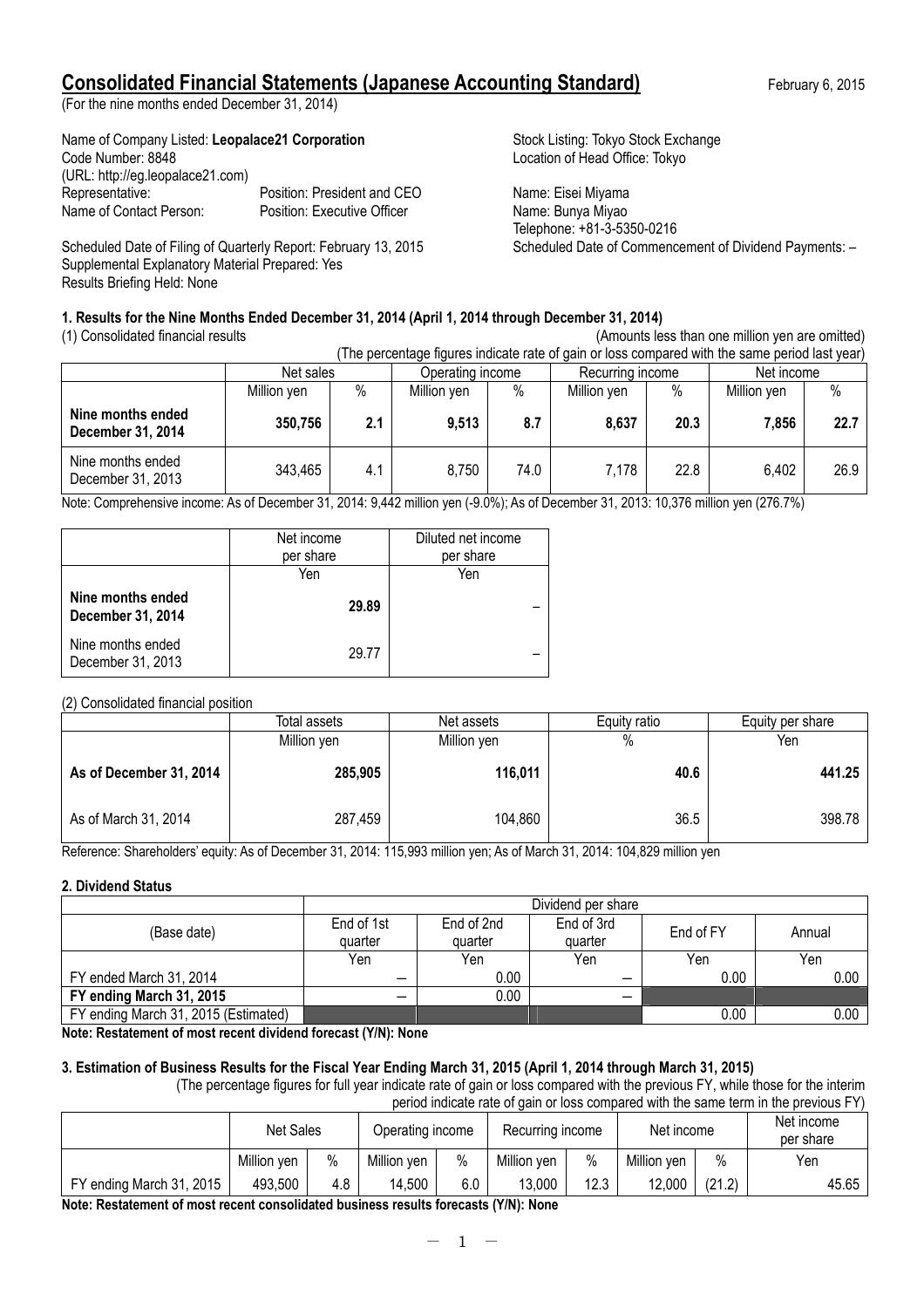# Consolidated Financial Statements (Japanese Accounting Standard)

February 6, 2015

(For the nine months ended December 31, 2014)

Name of Company Listed: **Leopalace21 Corporation**
Stock Listing: Tokyo Stock Exchange
Code Number: 8848
Location of Head Office: Tokyo
(URL: http://eg.leopalace21.com)
Representative: Position: President and CEO Name: Eisei Miyama
Name of Contact Person: Position: Executive Officer Name: Bunya Miyao
Telephone: +81-3-5350-0216

Scheduled Date of Filing of Quarterly Report: February 13, 2015
Scheduled Date of Commencement of Dividend Payments: –
Supplemental Explanatory Material Prepared: Yes
Results Briefing Held: None

### 1. Results for the Nine Months Ended December 31, 2014 (April 1, 2014 through December 31, 2014)

(1) Consolidated financial results

(Amounts less than one million yen are omitted)

(The percentage figures indicate rate of gain or loss compared with the same period last year)

| | Net sales | | Operating income | | Recurring income | | Net income | |
|---|---|---|---|---|---|---|---|---|
| | Million yen | % | Million yen | % | Million yen | % | Million yen | % |
| **Nine months ended December 31, 2014** | **350,756** | **2.1** | **9,513** | **8.7** | **8,637** | **20.3** | **7,856** | **22.7** |
| Nine months ended December 31, 2013 | 343,465 | 4.1 | 8,750 | 74.0 | 7,178 | 22.8 | 6,402 | 26.9 |

Note: Comprehensive income: As of December 31, 2014: 9,442 million yen (-9.0%); As of December 31, 2013: 10,376 million yen (276.7%)

| | Net income per share | Diluted net income per share |
|---|---|---|
| | Yen | Yen |
| **Nine months ended December 31, 2014** | **29.89** | – |
| Nine months ended December 31, 2013 | 29.77 | – |

(2) Consolidated financial position

| | Total assets | Net assets | Equity ratio | Equity per share |
|---|---|---|---|---|
| | Million yen | Million yen | % | Yen |
| **As of December 31, 2014** | **285,905** | **116,011** | **40.6** | **441.25** |
| As of March 31, 2014 | 287,459 | 104,860 | 36.5 | 398.78 |

Reference: Shareholders' equity: As of December 31, 2014: 115,993 million yen; As of March 31, 2014: 104,829 million yen

### 2. Dividend Status

| (Base date) | Dividend per share | | | | |
|---|---|---|---|---|---|
| | End of 1st quarter | End of 2nd quarter | End of 3rd quarter | End of FY | Annual |
| | Yen | Yen | Yen | Yen | Yen |
| FY ended March 31, 2014 | – | 0.00 | – | 0.00 | 0.00 |
| **FY ending March 31, 2015** | – | 0.00 | – | | |
| FY ending March 31, 2015 (Estimated) | | | | 0.00 | 0.00 |

**Note: Restatement of most recent dividend forecast (Y/N): None**

### 3. Estimation of Business Results for the Fiscal Year Ending March 31, 2015 (April 1, 2014 through March 31, 2015)

(The percentage figures for full year indicate rate of gain or loss compared with the previous FY, while those for the interim period indicate rate of gain or loss compared with the same term in the previous FY)

| | Net Sales | | Operating income | | Recurring income | | Net income | | Net income per share |
|---|---|---|---|---|---|---|---|---|---|
| | Million yen | % | Million yen | % | Million yen | % | Million yen | % | Yen |
| FY ending March 31, 2015 | 493,500 | 4.8 | 14,500 | 6.0 | 13,000 | 12.3 | 12,000 | (21.2) | 45.65 |

**Note: Restatement of most recent consolidated business results forecasts (Y/N): None**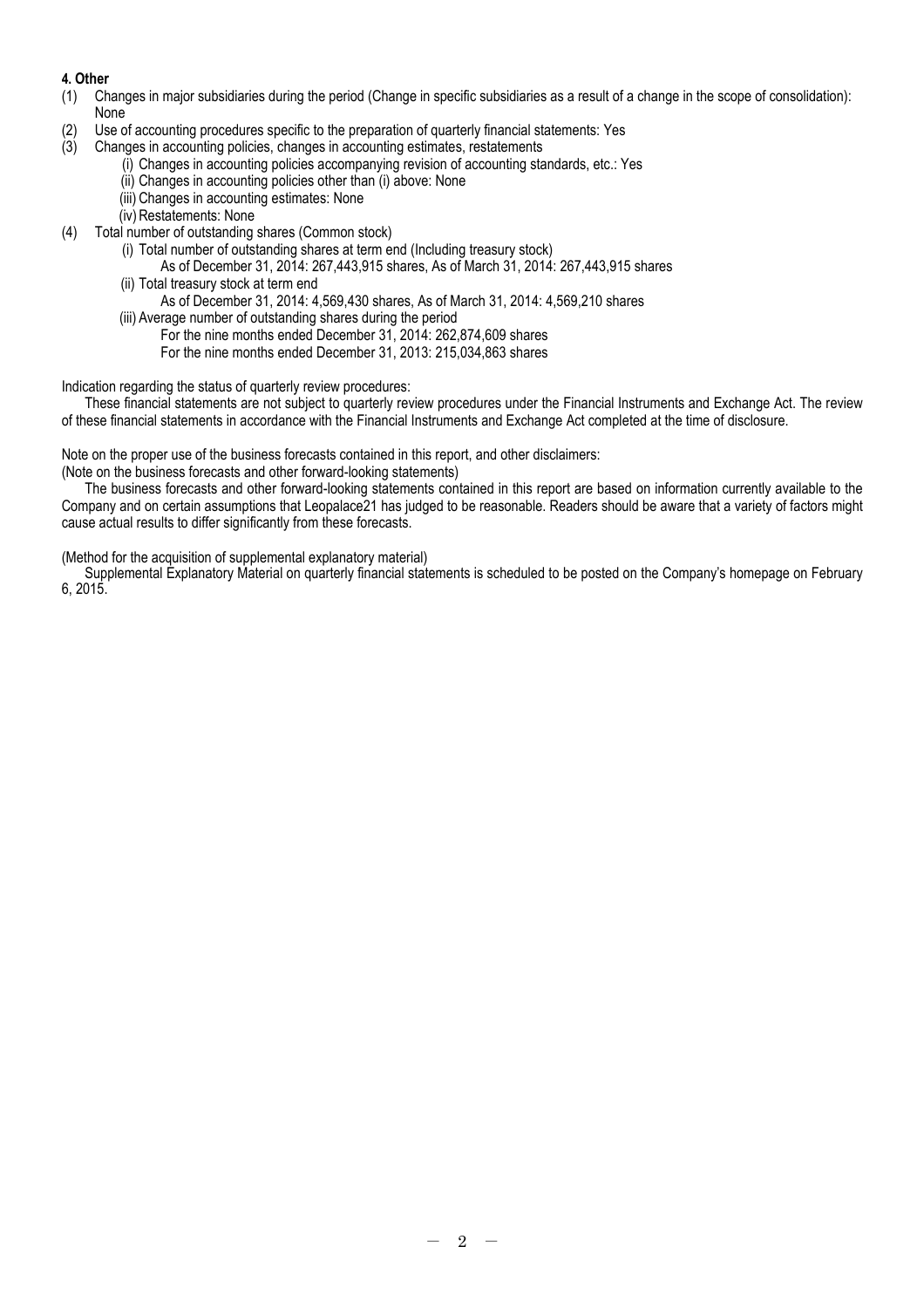**4. Other**

(1) Changes in major subsidiaries during the period (Change in specific subsidiaries as a result of a change in the scope of consolidation): None

(2) Use of accounting procedures specific to the preparation of quarterly financial statements: Yes

(3) Changes in accounting policies, changes in accounting estimates, restatements

  (i) Changes in accounting policies accompanying revision of accounting standards, etc.: Yes

  (ii) Changes in accounting policies other than (i) above: None

  (iii) Changes in accounting estimates: None

  (iv) Restatements: None

(4) Total number of outstanding shares (Common stock)

  (i) Total number of outstanding shares at term end (Including treasury stock)

    As of December 31, 2014: 267,443,915 shares, As of March 31, 2014: 267,443,915 shares

  (ii) Total treasury stock at term end

    As of December 31, 2014: 4,569,430 shares, As of March 31, 2014: 4,569,210 shares

  (iii) Average number of outstanding shares during the period

    For the nine months ended December 31, 2014: 262,874,609 shares

    For the nine months ended December 31, 2013: 215,034,863 shares

Indication regarding the status of quarterly review procedures:

These financial statements are not subject to quarterly review procedures under the Financial Instruments and Exchange Act. The review of these financial statements in accordance with the Financial Instruments and Exchange Act completed at the time of disclosure.

Note on the proper use of the business forecasts contained in this report, and other disclaimers:

(Note on the business forecasts and other forward-looking statements)

The business forecasts and other forward-looking statements contained in this report are based on information currently available to the Company and on certain assumptions that Leopalace21 has judged to be reasonable. Readers should be aware that a variety of factors might cause actual results to differ significantly from these forecasts.

(Method for the acquisition of supplemental explanatory material)

Supplemental Explanatory Material on quarterly financial statements is scheduled to be posted on the Company's homepage on February 6, 2015.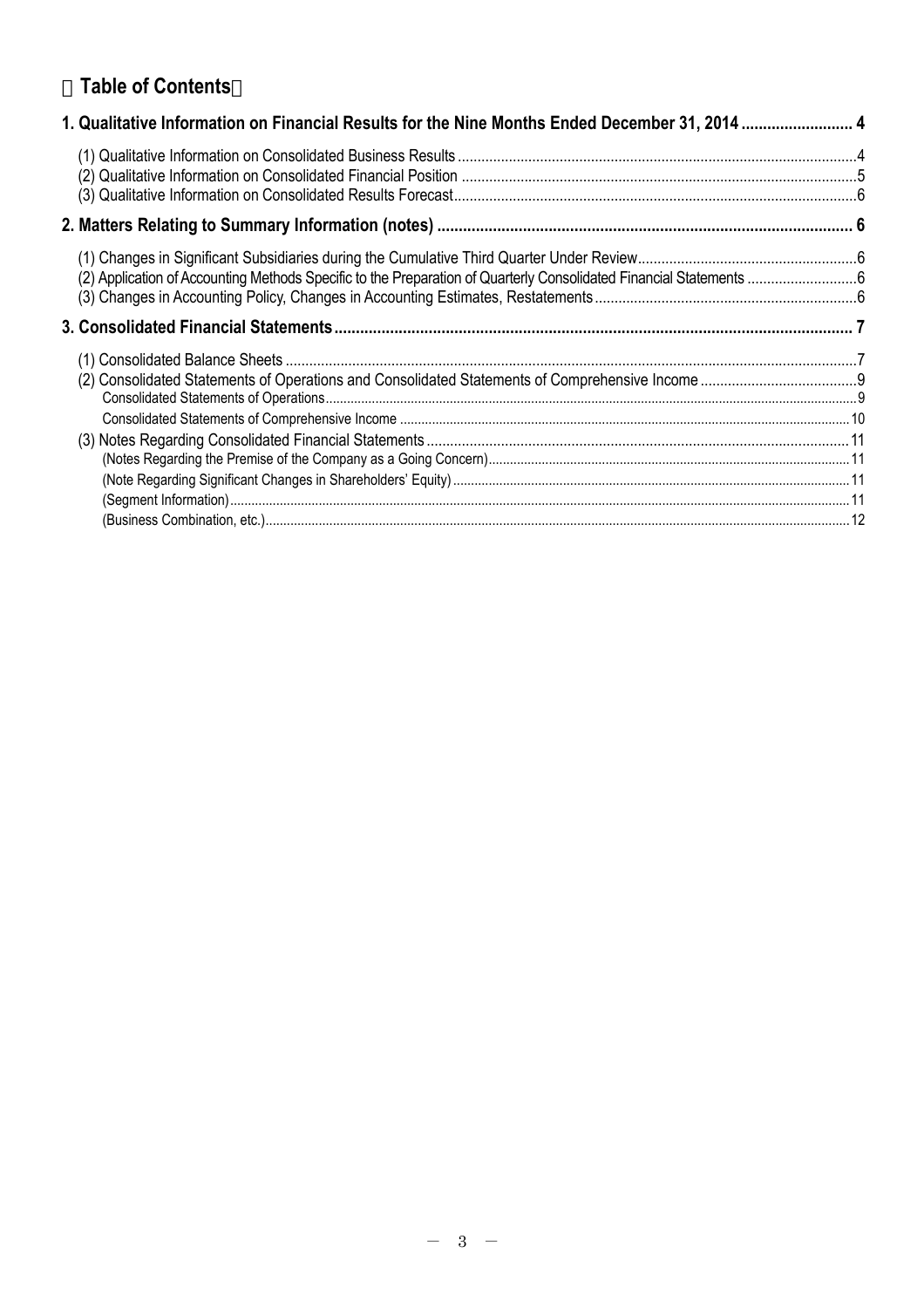# 【Table of Contents】

**1. Qualitative Information on Financial Results for the Nine Months Ended December 31, 2014 .......................... 4**

(1) Qualitative Information on Consolidated Business Results .................................................................................................4
(2) Qualitative Information on Consolidated Financial Position ..................................................................................................5
(3) Qualitative Information on Consolidated Results Forecast....................................................................................................6

**2. Matters Relating to Summary Information (notes) ................................................................................................ 6**

(1) Changes in Significant Subsidiaries during the Cumulative Third Quarter Under Review.......................................................6
(2) Application of Accounting Methods Specific to the Preparation of Quarterly Consolidated Financial Statements ............................6
(3) Changes in Accounting Policy, Changes in Accounting Estimates, Restatements..................................................................6

**3. Consolidated Financial Statements....................................................................................................................... 7**

(1) Consolidated Balance Sheets ...............................................................................................................................................7
(2) Consolidated Statements of Operations and Consolidated Statements of Comprehensive Income ........................................9
Consolidated Statements of Operations..........................................................................................................................................9
Consolidated Statements of Comprehensive Income ...................................................................................................................10
(3) Notes Regarding Consolidated Financial Statements ..........................................................................................................11
(Notes Regarding the Premise of the Company as a Going Concern).........................................................................................11
(Note Regarding Significant Changes in Shareholders' Equity) ...................................................................................................11
(Segment Information)....................................................................................................................................................................11
(Business Combination, etc.)..........................................................................................................................................................12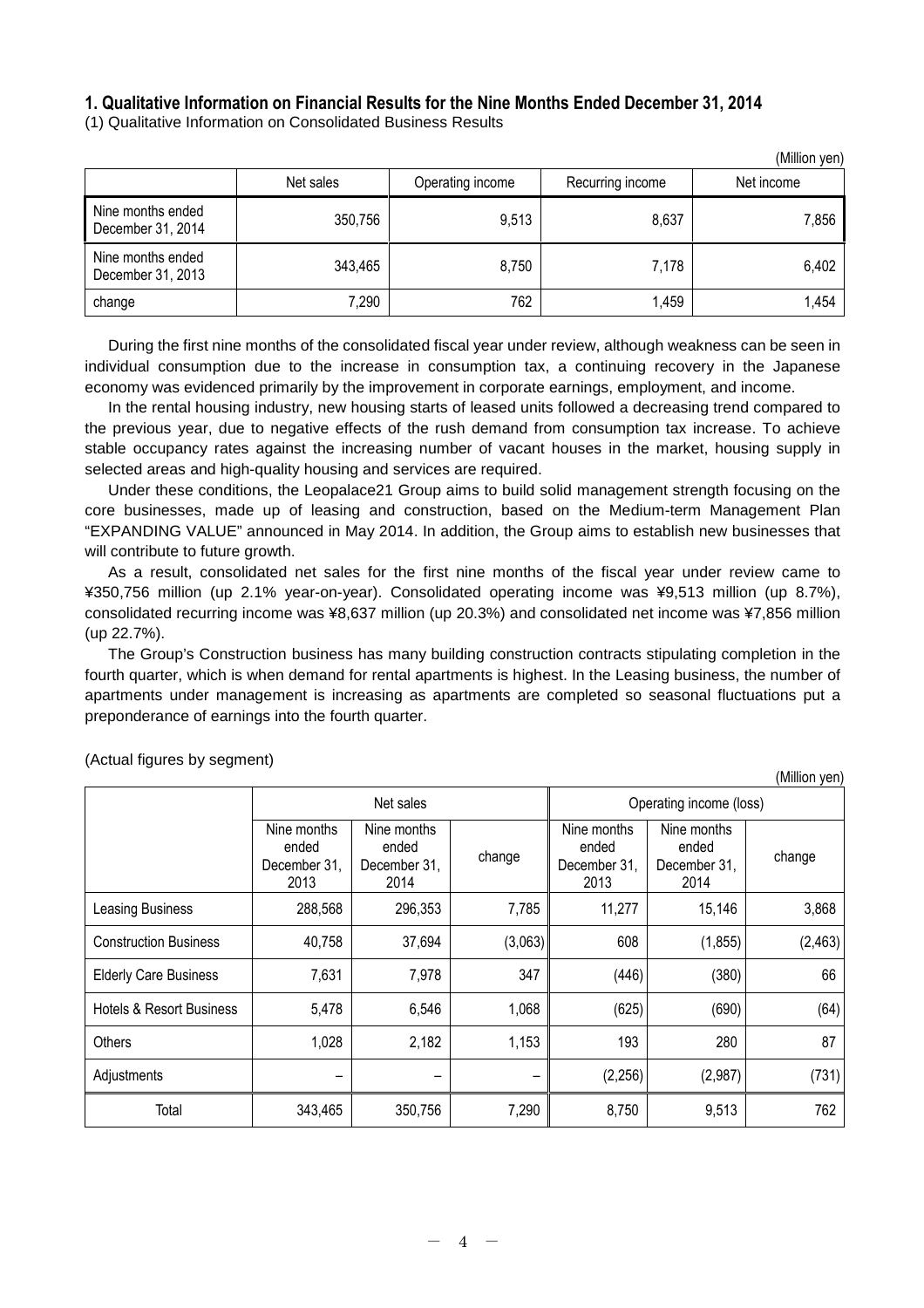## 1. Qualitative Information on Financial Results for the Nine Months Ended December 31, 2014

(1) Qualitative Information on Consolidated Business Results

(Million yen)

| | Net sales | Operating income | Recurring income | Net income |
|---|---|---|---|---|
| Nine months ended December 31, 2014 | 350,756 | 9,513 | 8,637 | 7,856 |
| Nine months ended December 31, 2013 | 343,465 | 8,750 | 7,178 | 6,402 |
| change | 7,290 | 762 | 1,459 | 1,454 |

During the first nine months of the consolidated fiscal year under review, although weakness can be seen in individual consumption due to the increase in consumption tax, a continuing recovery in the Japanese economy was evidenced primarily by the improvement in corporate earnings, employment, and income.

In the rental housing industry, new housing starts of leased units followed a decreasing trend compared to the previous year, due to negative effects of the rush demand from consumption tax increase. To achieve stable occupancy rates against the increasing number of vacant houses in the market, housing supply in selected areas and high-quality housing and services are required.

Under these conditions, the Leopalace21 Group aims to build solid management strength focusing on the core businesses, made up of leasing and construction, based on the Medium-term Management Plan "EXPANDING VALUE" announced in May 2014. In addition, the Group aims to establish new businesses that will contribute to future growth.

As a result, consolidated net sales for the first nine months of the fiscal year under review came to ¥350,756 million (up 2.1% year-on-year). Consolidated operating income was ¥9,513 million (up 8.7%), consolidated recurring income was ¥8,637 million (up 20.3%) and consolidated net income was ¥7,856 million (up 22.7%).

The Group's Construction business has many building construction contracts stipulating completion in the fourth quarter, which is when demand for rental apartments is highest. In the Leasing business, the number of apartments under management is increasing as apartments are completed so seasonal fluctuations put a preponderance of earnings into the fourth quarter.

(Actual figures by segment)

(Million yen)

| | Net sales | | | Operating income (loss) | | |
|---|---|---|---|---|---|---|
| | Nine months ended December 31, 2013 | Nine months ended December 31, 2014 | change | Nine months ended December 31, 2013 | Nine months ended December 31, 2014 | change |
| Leasing Business | 288,568 | 296,353 | 7,785 | 11,277 | 15,146 | 3,868 |
| Construction Business | 40,758 | 37,694 | (3,063) | 608 | (1,855) | (2,463) |
| Elderly Care Business | 7,631 | 7,978 | 347 | (446) | (380) | 66 |
| Hotels & Resort Business | 5,478 | 6,546 | 1,068 | (625) | (690) | (64) |
| Others | 1,028 | 2,182 | 1,153 | 193 | 280 | 87 |
| Adjustments | – | – | – | (2,256) | (2,987) | (731) |
| Total | 343,465 | 350,756 | 7,290 | 8,750 | 9,513 | 762 |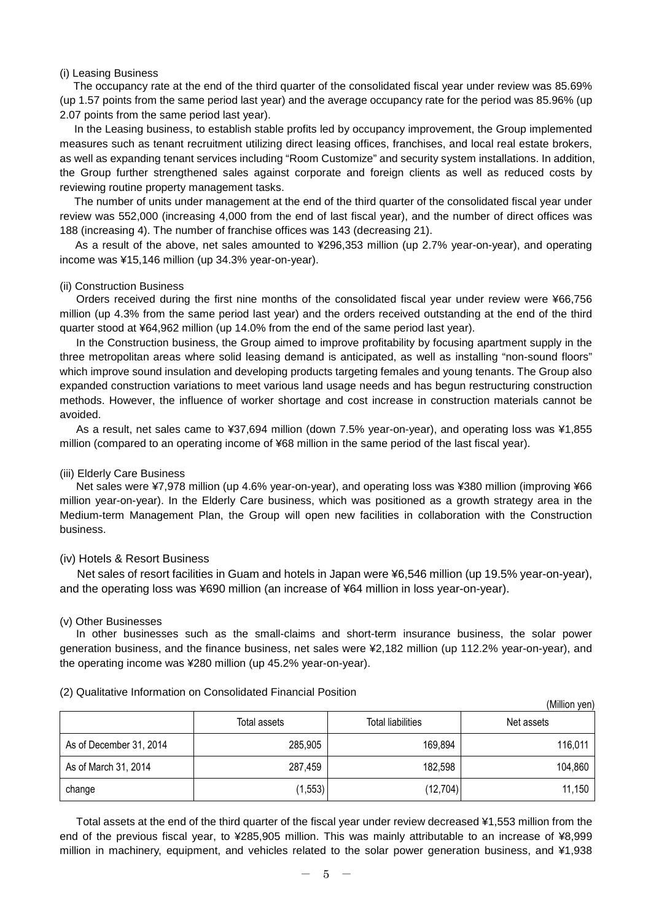(i) Leasing Business

The occupancy rate at the end of the third quarter of the consolidated fiscal year under review was 85.69% (up 1.57 points from the same period last year) and the average occupancy rate for the period was 85.96% (up 2.07 points from the same period last year).

In the Leasing business, to establish stable profits led by occupancy improvement, the Group implemented measures such as tenant recruitment utilizing direct leasing offices, franchises, and local real estate brokers, as well as expanding tenant services including "Room Customize" and security system installations. In addition, the Group further strengthened sales against corporate and foreign clients as well as reduced costs by reviewing routine property management tasks.

The number of units under management at the end of the third quarter of the consolidated fiscal year under review was 552,000 (increasing 4,000 from the end of last fiscal year), and the number of direct offices was 188 (increasing 4). The number of franchise offices was 143 (decreasing 21).

As a result of the above, net sales amounted to ¥296,353 million (up 2.7% year-on-year), and operating income was ¥15,146 million (up 34.3% year-on-year).

(ii) Construction Business

Orders received during the first nine months of the consolidated fiscal year under review were ¥66,756 million (up 4.3% from the same period last year) and the orders received outstanding at the end of the third quarter stood at ¥64,962 million (up 14.0% from the end of the same period last year).

In the Construction business, the Group aimed to improve profitability by focusing apartment supply in the three metropolitan areas where solid leasing demand is anticipated, as well as installing "non-sound floors" which improve sound insulation and developing products targeting females and young tenants. The Group also expanded construction variations to meet various land usage needs and has begun restructuring construction methods. However, the influence of worker shortage and cost increase in construction materials cannot be avoided.

As a result, net sales came to ¥37,694 million (down 7.5% year-on-year), and operating loss was ¥1,855 million (compared to an operating income of ¥68 million in the same period of the last fiscal year).

(iii) Elderly Care Business

Net sales were ¥7,978 million (up 4.6% year-on-year), and operating loss was ¥380 million (improving ¥66 million year-on-year). In the Elderly Care business, which was positioned as a growth strategy area in the Medium-term Management Plan, the Group will open new facilities in collaboration with the Construction business.

(iv) Hotels & Resort Business

Net sales of resort facilities in Guam and hotels in Japan were ¥6,546 million (up 19.5% year-on-year), and the operating loss was ¥690 million (an increase of ¥64 million in loss year-on-year).

(v) Other Businesses

In other businesses such as the small-claims and short-term insurance business, the solar power generation business, and the finance business, net sales were ¥2,182 million (up 112.2% year-on-year), and the operating income was ¥280 million (up 45.2% year-on-year).

(2) Qualitative Information on Consolidated Financial Position

(Million yen)

| | Total assets | Total liabilities | Net assets |
|---|---|---|---|
| As of December 31, 2014 | 285,905 | 169,894 | 116,011 |
| As of March 31, 2014 | 287,459 | 182,598 | 104,860 |
| change | (1,553) | (12,704) | 11,150 |

Total assets at the end of the third quarter of the fiscal year under review decreased ¥1,553 million from the end of the previous fiscal year, to ¥285,905 million. This was mainly attributable to an increase of ¥8,999 million in machinery, equipment, and vehicles related to the solar power generation business, and ¥1,938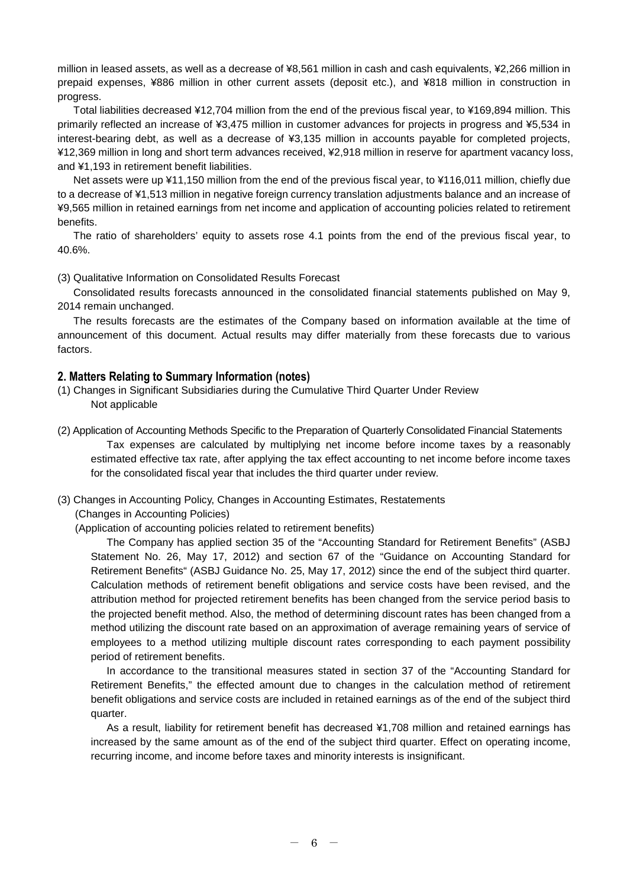million in leased assets, as well as a decrease of ¥8,561 million in cash and cash equivalents, ¥2,266 million in prepaid expenses, ¥886 million in other current assets (deposit etc.), and ¥818 million in construction in progress.

Total liabilities decreased ¥12,704 million from the end of the previous fiscal year, to ¥169,894 million. This primarily reflected an increase of ¥3,475 million in customer advances for projects in progress and ¥5,534 in interest-bearing debt, as well as a decrease of ¥3,135 million in accounts payable for completed projects, ¥12,369 million in long and short term advances received, ¥2,918 million in reserve for apartment vacancy loss, and ¥1,193 in retirement benefit liabilities.

Net assets were up ¥11,150 million from the end of the previous fiscal year, to ¥116,011 million, chiefly due to a decrease of ¥1,513 million in negative foreign currency translation adjustments balance and an increase of ¥9,565 million in retained earnings from net income and application of accounting policies related to retirement benefits.

The ratio of shareholders' equity to assets rose 4.1 points from the end of the previous fiscal year, to 40.6%.

(3) Qualitative Information on Consolidated Results Forecast

Consolidated results forecasts announced in the consolidated financial statements published on May 9, 2014 remain unchanged.

The results forecasts are the estimates of the Company based on information available at the time of announcement of this document. Actual results may differ materially from these forecasts due to various factors.

## 2. Matters Relating to Summary Information (notes)

(1) Changes in Significant Subsidiaries during the Cumulative Third Quarter Under Review

Not applicable

(2) Application of Accounting Methods Specific to the Preparation of Quarterly Consolidated Financial Statements

Tax expenses are calculated by multiplying net income before income taxes by a reasonably estimated effective tax rate, after applying the tax effect accounting to net income before income taxes for the consolidated fiscal year that includes the third quarter under review.

(3) Changes in Accounting Policy, Changes in Accounting Estimates, Restatements

(Changes in Accounting Policies)

(Application of accounting policies related to retirement benefits)

The Company has applied section 35 of the "Accounting Standard for Retirement Benefits" (ASBJ Statement No. 26, May 17, 2012) and section 67 of the "Guidance on Accounting Standard for Retirement Benefits" (ASBJ Guidance No. 25, May 17, 2012) since the end of the subject third quarter. Calculation methods of retirement benefit obligations and service costs have been revised, and the attribution method for projected retirement benefits has been changed from the service period basis to the projected benefit method. Also, the method of determining discount rates has been changed from a method utilizing the discount rate based on an approximation of average remaining years of service of employees to a method utilizing multiple discount rates corresponding to each payment possibility period of retirement benefits.

In accordance to the transitional measures stated in section 37 of the "Accounting Standard for Retirement Benefits," the effected amount due to changes in the calculation method of retirement benefit obligations and service costs are included in retained earnings as of the end of the subject third quarter.

As a result, liability for retirement benefit has decreased ¥1,708 million and retained earnings has increased by the same amount as of the end of the subject third quarter. Effect on operating income, recurring income, and income before taxes and minority interests is insignificant.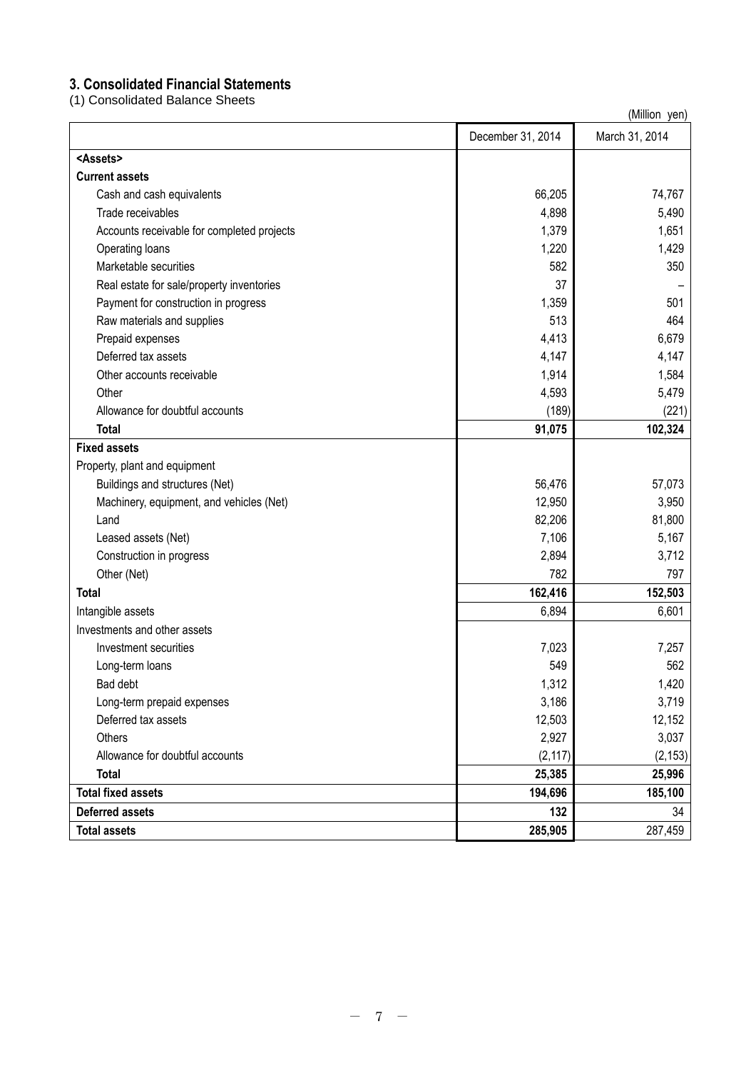## 3. Consolidated Financial Statements

(1) Consolidated Balance Sheets

(Million yen)

| | December 31, 2014 | March 31, 2014 |
|---|---|---|
| **<Assets>** | | |
| **Current assets** | | |
| Cash and cash equivalents | 66,205 | 74,767 |
| Trade receivables | 4,898 | 5,490 |
| Accounts receivable for completed projects | 1,379 | 1,651 |
| Operating loans | 1,220 | 1,429 |
| Marketable securities | 582 | 350 |
| Real estate for sale/property inventories | 37 | – |
| Payment for construction in progress | 1,359 | 501 |
| Raw materials and supplies | 513 | 464 |
| Prepaid expenses | 4,413 | 6,679 |
| Deferred tax assets | 4,147 | 4,147 |
| Other accounts receivable | 1,914 | 1,584 |
| Other | 4,593 | 5,479 |
| Allowance for doubtful accounts | (189) | (221) |
| **Total** | **91,075** | **102,324** |
| **Fixed assets** | | |
| Property, plant and equipment | | |
| Buildings and structures (Net) | 56,476 | 57,073 |
| Machinery, equipment, and vehicles (Net) | 12,950 | 3,950 |
| Land | 82,206 | 81,800 |
| Leased assets (Net) | 7,106 | 5,167 |
| Construction in progress | 2,894 | 3,712 |
| Other (Net) | 782 | 797 |
| **Total** | **162,416** | **152,503** |
| Intangible assets | 6,894 | 6,601 |
| Investments and other assets | | |
| Investment securities | 7,023 | 7,257 |
| Long-term loans | 549 | 562 |
| Bad debt | 1,312 | 1,420 |
| Long-term prepaid expenses | 3,186 | 3,719 |
| Deferred tax assets | 12,503 | 12,152 |
| Others | 2,927 | 3,037 |
| Allowance for doubtful accounts | (2,117) | (2,153) |
| **Total** | **25,385** | **25,996** |
| **Total fixed assets** | **194,696** | **185,100** |
| **Deferred assets** | **132** | 34 |
| **Total assets** | **285,905** | 287,459 |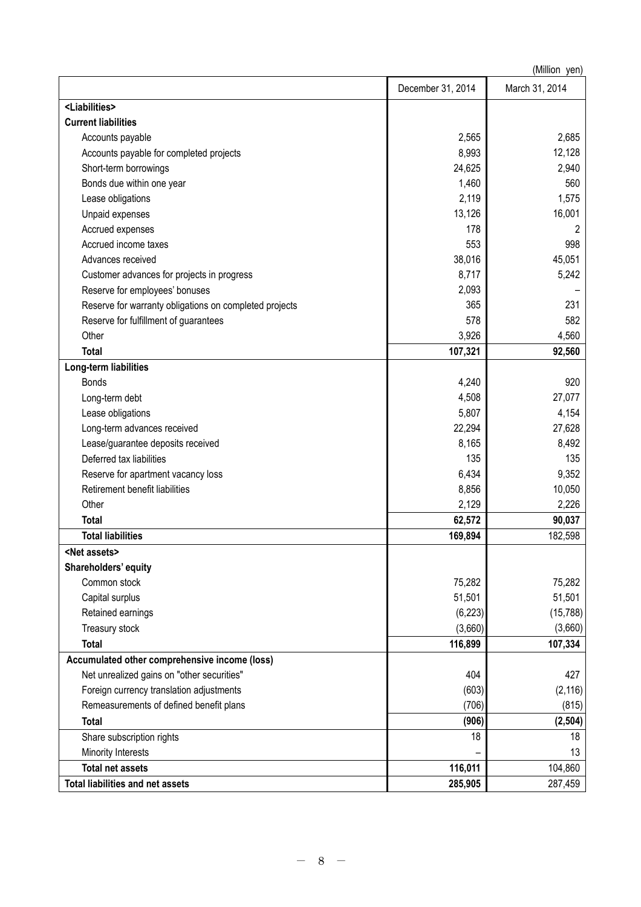(Million yen)

| | December 31, 2014 | March 31, 2014 |
|---|---|---|
| **<Liabilities>** | | |
| **Current liabilities** | | |
| Accounts payable | 2,565 | 2,685 |
| Accounts payable for completed projects | 8,993 | 12,128 |
| Short-term borrowings | 24,625 | 2,940 |
| Bonds due within one year | 1,460 | 560 |
| Lease obligations | 2,119 | 1,575 |
| Unpaid expenses | 13,126 | 16,001 |
| Accrued expenses | 178 | 2 |
| Accrued income taxes | 553 | 998 |
| Advances received | 38,016 | 45,051 |
| Customer advances for projects in progress | 8,717 | 5,242 |
| Reserve for employees' bonuses | 2,093 | – |
| Reserve for warranty obligations on completed projects | 365 | 231 |
| Reserve for fulfillment of guarantees | 578 | 582 |
| Other | 3,926 | 4,560 |
| **Total** | **107,321** | **92,560** |
| **Long-term liabilities** | | |
| Bonds | 4,240 | 920 |
| Long-term debt | 4,508 | 27,077 |
| Lease obligations | 5,807 | 4,154 |
| Long-term advances received | 22,294 | 27,628 |
| Lease/guarantee deposits received | 8,165 | 8,492 |
| Deferred tax liabilities | 135 | 135 |
| Reserve for apartment vacancy loss | 6,434 | 9,352 |
| Retirement benefit liabilities | 8,856 | 10,050 |
| Other | 2,129 | 2,226 |
| **Total** | **62,572** | **90,037** |
| **Total liabilities** | **169,894** | 182,598 |
| **<Net assets>** | | |
| **Shareholders' equity** | | |
| Common stock | 75,282 | 75,282 |
| Capital surplus | 51,501 | 51,501 |
| Retained earnings | (6,223) | (15,788) |
| Treasury stock | (3,660) | (3,660) |
| **Total** | **116,899** | **107,334** |
| **Accumulated other comprehensive income (loss)** | | |
| Net unrealized gains on "other securities" | 404 | 427 |
| Foreign currency translation adjustments | (603) | (2,116) |
| Remeasurements of defined benefit plans | (706) | (815) |
| **Total** | **(906)** | **(2,504)** |
| Share subscription rights | 18 | 18 |
| Minority Interests | – | 13 |
| **Total net assets** | **116,011** | 104,860 |
| **Total liabilities and net assets** | **285,905** | 287,459 |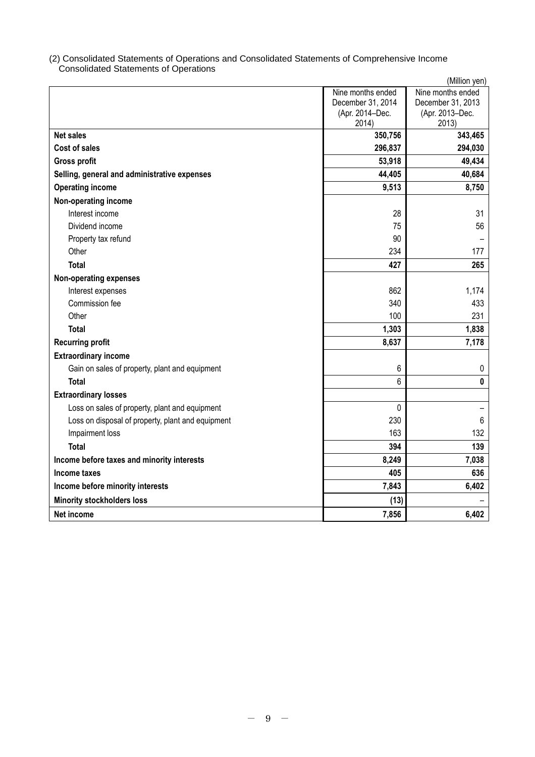(2) Consolidated Statements of Operations and Consolidated Statements of Comprehensive Income

Consolidated Statements of Operations

(Million yen)

| | Nine months ended December 31, 2014 (Apr. 2014–Dec. 2014) | Nine months ended December 31, 2013 (Apr. 2013–Dec. 2013) |
|---|---|---|
| **Net sales** | **350,756** | **343,465** |
| **Cost of sales** | **296,837** | **294,030** |
| **Gross profit** | **53,918** | **49,434** |
| **Selling, general and administrative expenses** | **44,405** | **40,684** |
| **Operating income** | **9,513** | **8,750** |
| **Non-operating income** | | |
| Interest income | 28 | 31 |
| Dividend income | 75 | 56 |
| Property tax refund | 90 | – |
| Other | 234 | 177 |
| **Total** | **427** | **265** |
| **Non-operating expenses** | | |
| Interest expenses | 862 | 1,174 |
| Commission fee | 340 | 433 |
| Other | 100 | 231 |
| **Total** | **1,303** | **1,838** |
| **Recurring profit** | **8,637** | **7,178** |
| **Extraordinary income** | | |
| Gain on sales of property, plant and equipment | 6 | 0 |
| **Total** | 6 | **0** |
| **Extraordinary losses** | | |
| Loss on sales of property, plant and equipment | 0 | – |
| Loss on disposal of property, plant and equipment | 230 | 6 |
| Impairment loss | 163 | 132 |
| **Total** | **394** | **139** |
| **Income before taxes and minority interests** | **8,249** | **7,038** |
| **Income taxes** | **405** | **636** |
| **Income before minority interests** | **7,843** | **6,402** |
| **Minority stockholders loss** | **(13)** | – |
| **Net income** | **7,856** | **6,402** |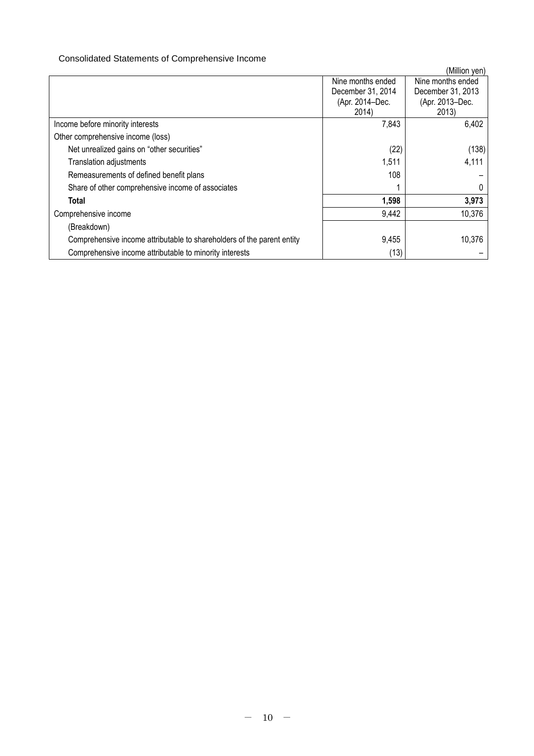Consolidated Statements of Comprehensive Income

(Million yen)

| | Nine months ended December 31, 2014 (Apr. 2014–Dec. 2014) | Nine months ended December 31, 2013 (Apr. 2013–Dec. 2013) |
|---|---|---|
| Income before minority interests | 7,843 | 6,402 |
| Other comprehensive income (loss) | | |
| Net unrealized gains on "other securities" | (22) | (138) |
| Translation adjustments | 1,511 | 4,111 |
| Remeasurements of defined benefit plans | 108 | – |
| Share of other comprehensive income of associates | 1 | 0 |
| **Total** | **1,598** | **3,973** |
| Comprehensive income | 9,442 | 10,376 |
| (Breakdown) | | |
| Comprehensive income attributable to shareholders of the parent entity | 9,455 | 10,376 |
| Comprehensive income attributable to minority interests | (13) | – |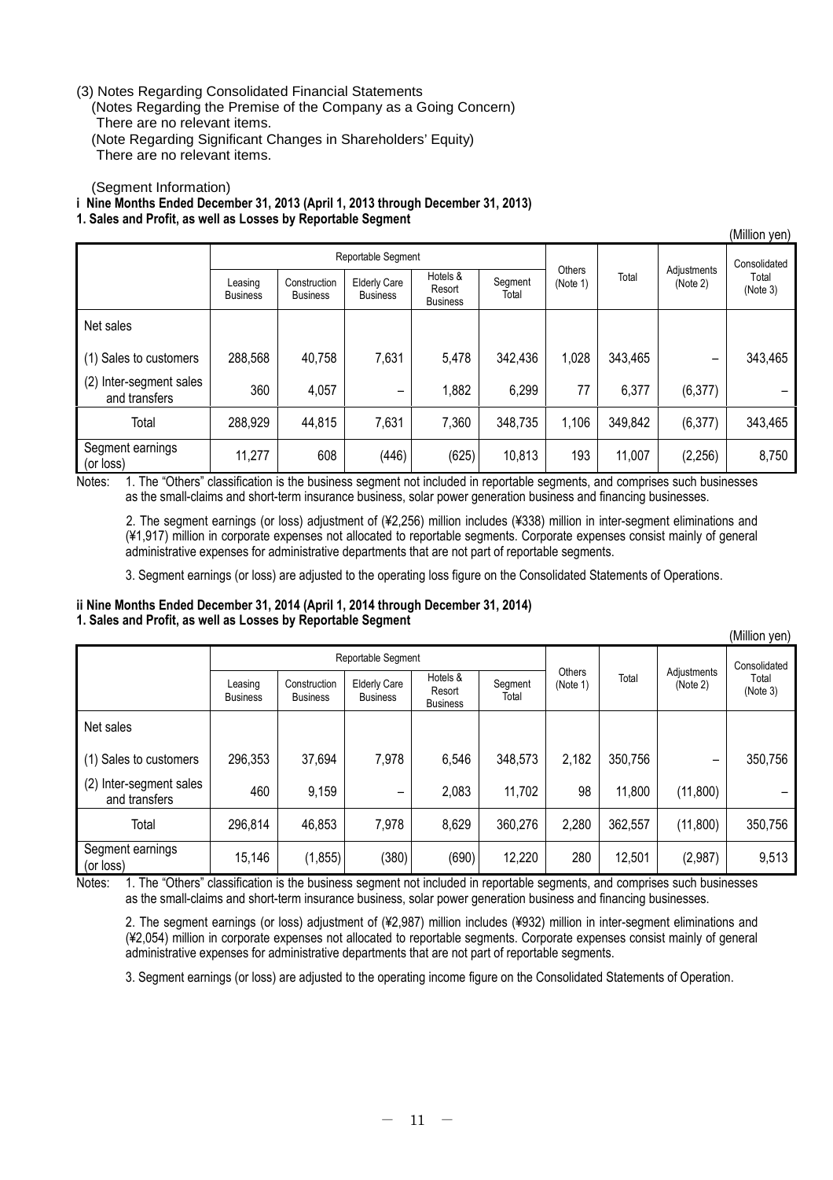(3) Notes Regarding Consolidated Financial Statements

(Notes Regarding the Premise of the Company as a Going Concern)

There are no relevant items.

(Note Regarding Significant Changes in Shareholders' Equity)

There are no relevant items.

(Segment Information)

**i Nine Months Ended December 31, 2013 (April 1, 2013 through December 31, 2013)**

**1. Sales and Profit, as well as Losses by Reportable Segment**

(Million yen)

| | Reportable Segment | | | | | Others (Note 1) | Total | Adjustments (Note 2) | Consolidated Total (Note 3) |
|---|---|---|---|---|---|---|---|---|---|
| | Leasing Business | Construction Business | Elderly Care Business | Hotels & Resort Business | Segment Total | | | | |
| Net sales | | | | | | | | | |
| (1) Sales to customers | 288,568 | 40,758 | 7,631 | 5,478 | 342,436 | 1,028 | 343,465 | – | 343,465 |
| (2) Inter-segment sales and transfers | 360 | 4,057 | – | 1,882 | 6,299 | 77 | 6,377 | (6,377) | – |
| Total | 288,929 | 44,815 | 7,631 | 7,360 | 348,735 | 1,106 | 349,842 | (6,377) | 343,465 |
| Segment earnings (or loss) | 11,277 | 608 | (446) | (625) | 10,813 | 193 | 11,007 | (2,256) | 8,750 |

Notes: 1. The "Others" classification is the business segment not included in reportable segments, and comprises such businesses as the small-claims and short-term insurance business, solar power generation business and financing businesses.

2. The segment earnings (or loss) adjustment of (¥2,256) million includes (¥338) million in inter-segment eliminations and (¥1,917) million in corporate expenses not allocated to reportable segments. Corporate expenses consist mainly of general administrative expenses for administrative departments that are not part of reportable segments.

3. Segment earnings (or loss) are adjusted to the operating loss figure on the Consolidated Statements of Operations.

**ii Nine Months Ended December 31, 2014 (April 1, 2014 through December 31, 2014)**

**1. Sales and Profit, as well as Losses by Reportable Segment**

(Million yen)

| | Reportable Segment | | | | | Others (Note 1) | Total | Adjustments (Note 2) | Consolidated Total (Note 3) |
|---|---|---|---|---|---|---|---|---|---|
| | Leasing Business | Construction Business | Elderly Care Business | Hotels & Resort Business | Segment Total | | | | |
| Net sales | | | | | | | | | |
| (1) Sales to customers | 296,353 | 37,694 | 7,978 | 6,546 | 348,573 | 2,182 | 350,756 | – | 350,756 |
| (2) Inter-segment sales and transfers | 460 | 9,159 | – | 2,083 | 11,702 | 98 | 11,800 | (11,800) | – |
| Total | 296,814 | 46,853 | 7,978 | 8,629 | 360,276 | 2,280 | 362,557 | (11,800) | 350,756 |
| Segment earnings (or loss) | 15,146 | (1,855) | (380) | (690) | 12,220 | 280 | 12,501 | (2,987) | 9,513 |

Notes: 1. The "Others" classification is the business segment not included in reportable segments, and comprises such businesses as the small-claims and short-term insurance business, solar power generation business and financing businesses.

2. The segment earnings (or loss) adjustment of (¥2,987) million includes (¥932) million in inter-segment eliminations and (¥2,054) million in corporate expenses not allocated to reportable segments. Corporate expenses consist mainly of general administrative expenses for administrative departments that are not part of reportable segments.

3. Segment earnings (or loss) are adjusted to the operating income figure on the Consolidated Statements of Operation.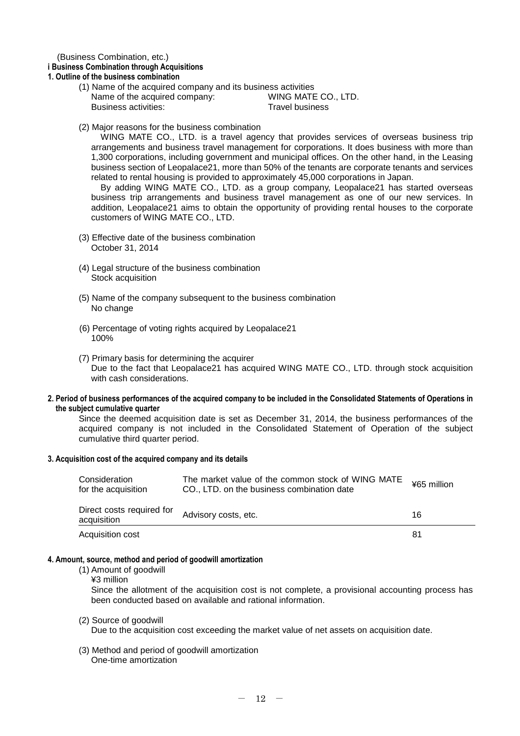(Business Combination, etc.)

### i Business Combination through Acquisitions

#### 1. Outline of the business combination

(1) Name of the acquired company and its business activities

Name of the acquired company: WING MATE CO., LTD.
Business activities: Travel business

(2) Major reasons for the business combination

WING MATE CO., LTD. is a travel agency that provides services of overseas business trip arrangements and business travel management for corporations. It does business with more than 1,300 corporations, including government and municipal offices. On the other hand, in the Leasing business section of Leopalace21, more than 50% of the tenants are corporate tenants and services related to rental housing is provided to approximately 45,000 corporations in Japan.

By adding WING MATE CO., LTD. as a group company, Leopalace21 has started overseas business trip arrangements and business travel management as one of our new services. In addition, Leopalace21 aims to obtain the opportunity of providing rental houses to the corporate customers of WING MATE CO., LTD.

(3) Effective date of the business combination

October 31, 2014

(4) Legal structure of the business combination

Stock acquisition

(5) Name of the company subsequent to the business combination

No change

(6) Percentage of voting rights acquired by Leopalace21

100%

(7) Primary basis for determining the acquirer

Due to the fact that Leopalace21 has acquired WING MATE CO., LTD. through stock acquisition with cash considerations.

#### 2. Period of business performances of the acquired company to be included in the Consolidated Statements of Operations in the subject cumulative quarter

Since the deemed acquisition date is set as December 31, 2014, the business performances of the acquired company is not included in the Consolidated Statement of Operation of the subject cumulative third quarter period.

#### 3. Acquisition cost of the acquired company and its details

| | | |
|---|---|---|
| Consideration for the acquisition | The market value of the common stock of WING MATE CO., LTD. on the business combination date | ¥65 million |
| Direct costs required for acquisition | Advisory costs, etc. | 16 |
| Acquisition cost | | 81 |

#### 4. Amount, source, method and period of goodwill amortization

(1) Amount of goodwill

¥3 million

Since the allotment of the acquisition cost is not complete, a provisional accounting process has been conducted based on available and rational information.

(2) Source of goodwill

Due to the acquisition cost exceeding the market value of net assets on acquisition date.

(3) Method and period of goodwill amortization

One-time amortization